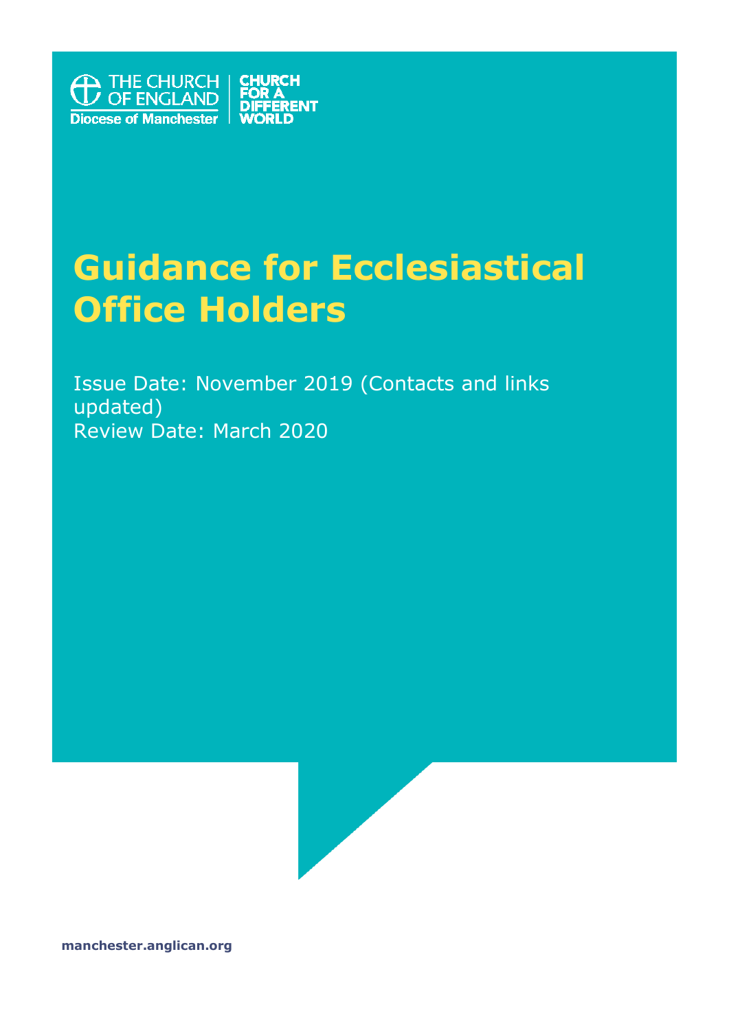THE CHURCH OF ENGLAND
Diocese of Manchester

CHURCH FOR A DIFFERENT WORLD

# Guidance for Ecclesiastical Office Holders

Issue Date: November 2019 (Contacts and links updated)
Review Date: March 2020

**manchester.anglican.org**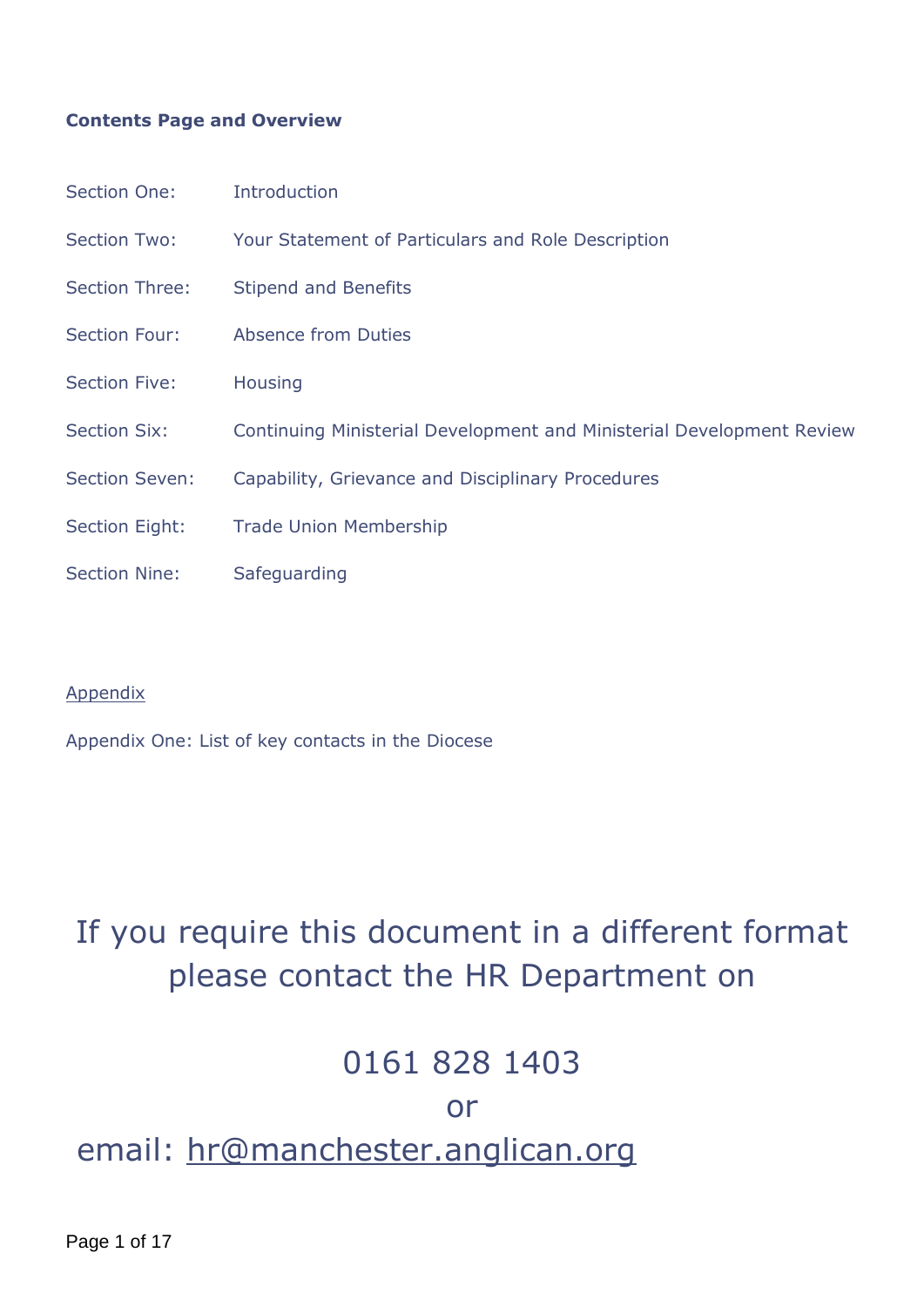**Contents Page and Overview**

| | |
|---|---|
| Section One: | Introduction |
| Section Two: | Your Statement of Particulars and Role Description |
| Section Three: | Stipend and Benefits |
| Section Four: | Absence from Duties |
| Section Five: | Housing |
| Section Six: | Continuing Ministerial Development and Ministerial Development Review |
| Section Seven: | Capability, Grievance and Disciplinary Procedures |
| Section Eight: | Trade Union Membership |
| Section Nine: | Safeguarding |

Appendix

Appendix One: List of key contacts in the Diocese

If you require this document in a different format please contact the HR Department on

0161 828 1403

or

email: hr@manchester.anglican.org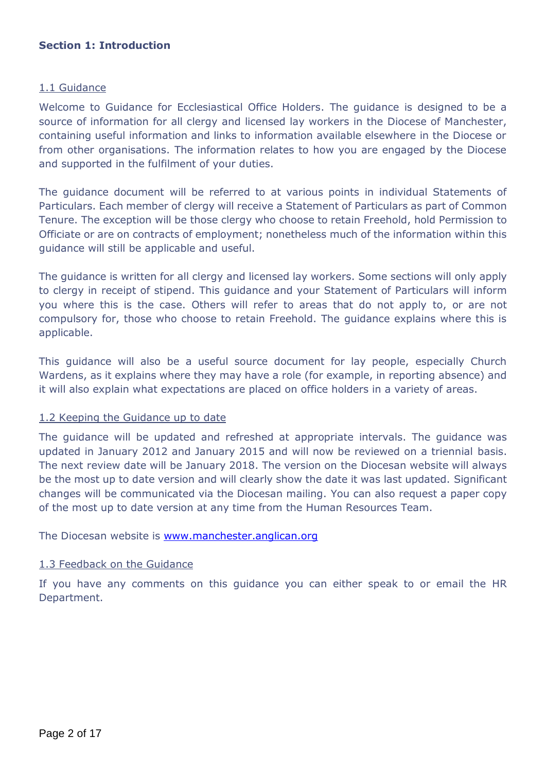## Section 1: Introduction

### 1.1 Guidance

Welcome to Guidance for Ecclesiastical Office Holders. The guidance is designed to be a source of information for all clergy and licensed lay workers in the Diocese of Manchester, containing useful information and links to information available elsewhere in the Diocese or from other organisations. The information relates to how you are engaged by the Diocese and supported in the fulfilment of your duties.

The guidance document will be referred to at various points in individual Statements of Particulars. Each member of clergy will receive a Statement of Particulars as part of Common Tenure. The exception will be those clergy who choose to retain Freehold, hold Permission to Officiate or are on contracts of employment; nonetheless much of the information within this guidance will still be applicable and useful.

The guidance is written for all clergy and licensed lay workers. Some sections will only apply to clergy in receipt of stipend. This guidance and your Statement of Particulars will inform you where this is the case. Others will refer to areas that do not apply to, or are not compulsory for, those who choose to retain Freehold. The guidance explains where this is applicable.

This guidance will also be a useful source document for lay people, especially Church Wardens, as it explains where they may have a role (for example, in reporting absence) and it will also explain what expectations are placed on office holders in a variety of areas.

### 1.2 Keeping the Guidance up to date

The guidance will be updated and refreshed at appropriate intervals. The guidance was updated in January 2012 and January 2015 and will now be reviewed on a triennial basis. The next review date will be January 2018. The version on the Diocesan website will always be the most up to date version and will clearly show the date it was last updated. Significant changes will be communicated via the Diocesan mailing. You can also request a paper copy of the most up to date version at any time from the Human Resources Team.

The Diocesan website is [www.manchester.anglican.org](http://www.manchester.anglican.org)

### 1.3 Feedback on the Guidance

If you have any comments on this guidance you can either speak to or email the HR Department.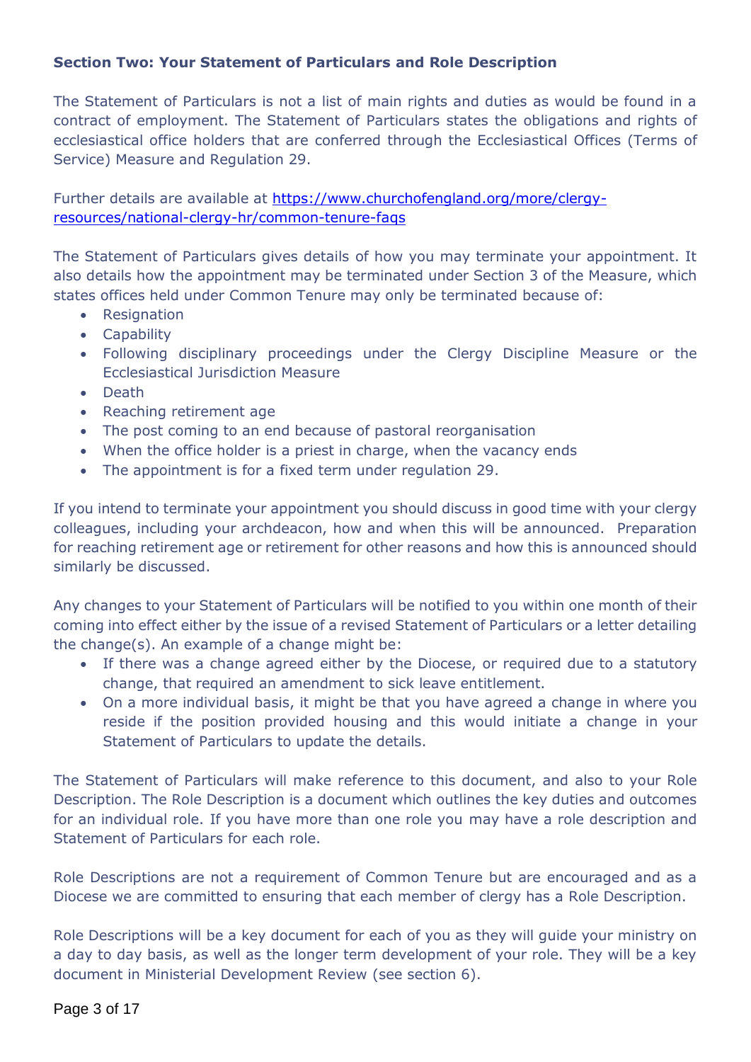**Section Two: Your Statement of Particulars and Role Description**

The Statement of Particulars is not a list of main rights and duties as would be found in a contract of employment. The Statement of Particulars states the obligations and rights of ecclesiastical office holders that are conferred through the Ecclesiastical Offices (Terms of Service) Measure and Regulation 29.

Further details are available at [https://www.churchofengland.org/more/clergy-resources/national-clergy-hr/common-tenure-faqs](https://www.churchofengland.org/more/clergy-resources/national-clergy-hr/common-tenure-faqs)

The Statement of Particulars gives details of how you may terminate your appointment. It also details how the appointment may be terminated under Section 3 of the Measure, which states offices held under Common Tenure may only be terminated because of:

- Resignation
- Capability
- Following disciplinary proceedings under the Clergy Discipline Measure or the Ecclesiastical Jurisdiction Measure
- Death
- Reaching retirement age
- The post coming to an end because of pastoral reorganisation
- When the office holder is a priest in charge, when the vacancy ends
- The appointment is for a fixed term under regulation 29.

If you intend to terminate your appointment you should discuss in good time with your clergy colleagues, including your archdeacon, how and when this will be announced. Preparation for reaching retirement age or retirement for other reasons and how this is announced should similarly be discussed.

Any changes to your Statement of Particulars will be notified to you within one month of their coming into effect either by the issue of a revised Statement of Particulars or a letter detailing the change(s). An example of a change might be:

- If there was a change agreed either by the Diocese, or required due to a statutory change, that required an amendment to sick leave entitlement.
- On a more individual basis, it might be that you have agreed a change in where you reside if the position provided housing and this would initiate a change in your Statement of Particulars to update the details.

The Statement of Particulars will make reference to this document, and also to your Role Description. The Role Description is a document which outlines the key duties and outcomes for an individual role. If you have more than one role you may have a role description and Statement of Particulars for each role.

Role Descriptions are not a requirement of Common Tenure but are encouraged and as a Diocese we are committed to ensuring that each member of clergy has a Role Description.

Role Descriptions will be a key document for each of you as they will guide your ministry on a day to day basis, as well as the longer term development of your role. They will be a key document in Ministerial Development Review (see section 6).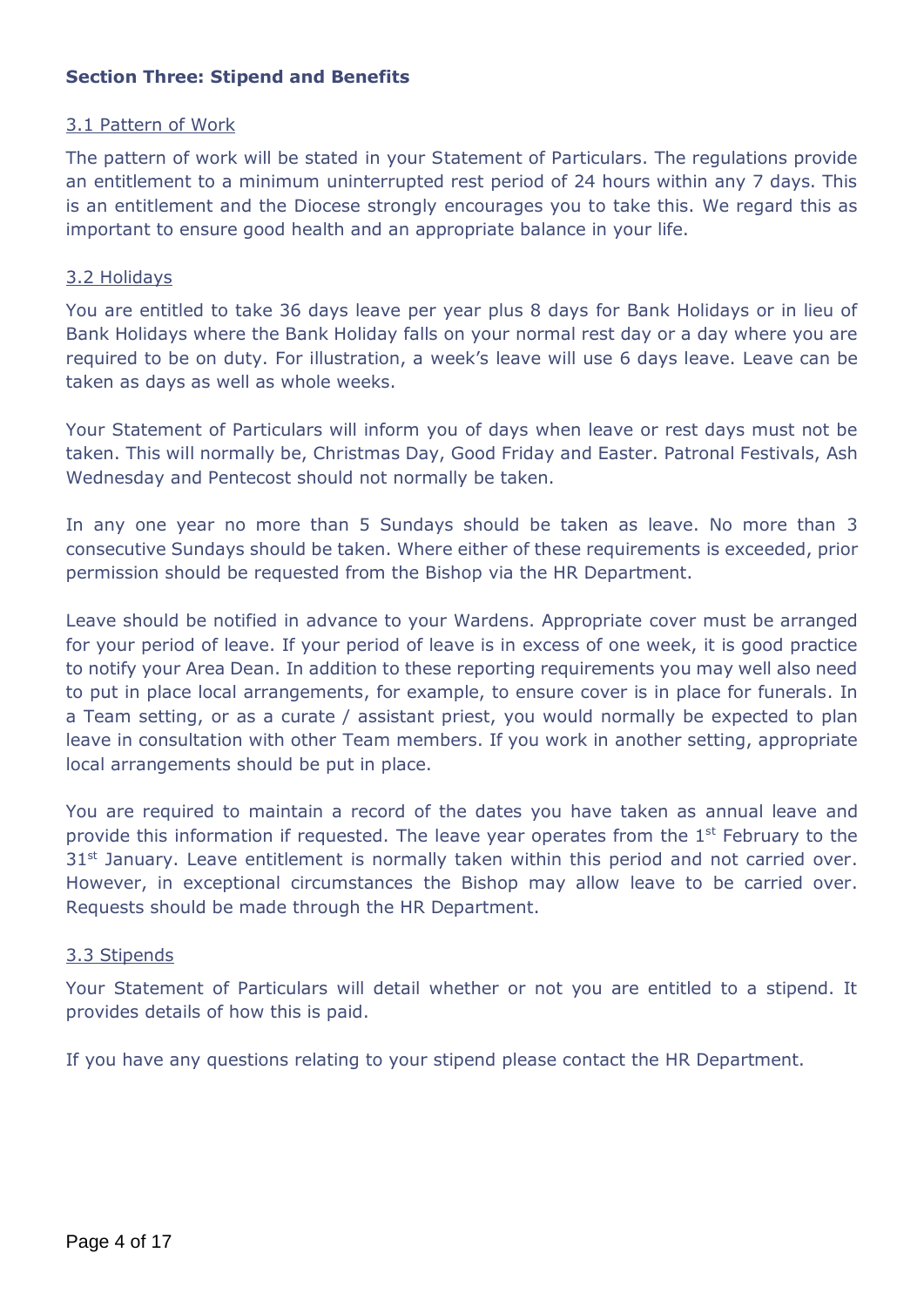## Section Three: Stipend and Benefits

### 3.1 Pattern of Work

The pattern of work will be stated in your Statement of Particulars. The regulations provide an entitlement to a minimum uninterrupted rest period of 24 hours within any 7 days. This is an entitlement and the Diocese strongly encourages you to take this. We regard this as important to ensure good health and an appropriate balance in your life.

### 3.2 Holidays

You are entitled to take 36 days leave per year plus 8 days for Bank Holidays or in lieu of Bank Holidays where the Bank Holiday falls on your normal rest day or a day where you are required to be on duty. For illustration, a week's leave will use 6 days leave. Leave can be taken as days as well as whole weeks.

Your Statement of Particulars will inform you of days when leave or rest days must not be taken. This will normally be, Christmas Day, Good Friday and Easter. Patronal Festivals, Ash Wednesday and Pentecost should not normally be taken.

In any one year no more than 5 Sundays should be taken as leave. No more than 3 consecutive Sundays should be taken. Where either of these requirements is exceeded, prior permission should be requested from the Bishop via the HR Department.

Leave should be notified in advance to your Wardens. Appropriate cover must be arranged for your period of leave. If your period of leave is in excess of one week, it is good practice to notify your Area Dean. In addition to these reporting requirements you may well also need to put in place local arrangements, for example, to ensure cover is in place for funerals. In a Team setting, or as a curate / assistant priest, you would normally be expected to plan leave in consultation with other Team members. If you work in another setting, appropriate local arrangements should be put in place.

You are required to maintain a record of the dates you have taken as annual leave and provide this information if requested. The leave year operates from the 1st February to the 31st January. Leave entitlement is normally taken within this period and not carried over. However, in exceptional circumstances the Bishop may allow leave to be carried over. Requests should be made through the HR Department.

### 3.3 Stipends

Your Statement of Particulars will detail whether or not you are entitled to a stipend. It provides details of how this is paid.

If you have any questions relating to your stipend please contact the HR Department.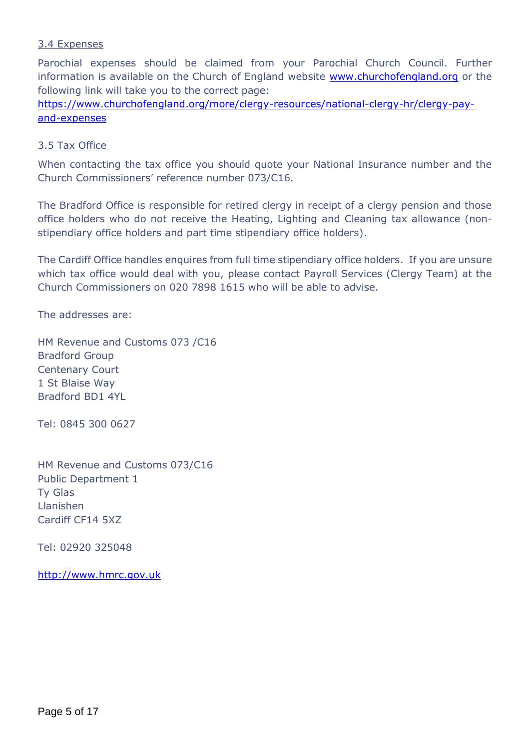### 3.4 Expenses

Parochial expenses should be claimed from your Parochial Church Council. Further information is available on the Church of England website [www.churchofengland.org](http://www.churchofengland.org) or the following link will take you to the correct page: [https://www.churchofengland.org/more/clergy-resources/national-clergy-hr/clergy-pay-and-expenses](https://www.churchofengland.org/more/clergy-resources/national-clergy-hr/clergy-pay-and-expenses)

### 3.5 Tax Office

When contacting the tax office you should quote your National Insurance number and the Church Commissioners' reference number 073/C16.

The Bradford Office is responsible for retired clergy in receipt of a clergy pension and those office holders who do not receive the Heating, Lighting and Cleaning tax allowance (non-stipendiary office holders and part time stipendiary office holders).

The Cardiff Office handles enquires from full time stipendiary office holders. If you are unsure which tax office would deal with you, please contact Payroll Services (Clergy Team) at the Church Commissioners on 020 7898 1615 who will be able to advise.

The addresses are:

HM Revenue and Customs 073 /C16
Bradford Group
Centenary Court
1 St Blaise Way
Bradford BD1 4YL

Tel: 0845 300 0627

HM Revenue and Customs 073/C16
Public Department 1
Ty Glas
Llanishen
Cardiff CF14 5XZ

Tel: 02920 325048

[http://www.hmrc.gov.uk](http://www.hmrc.gov.uk)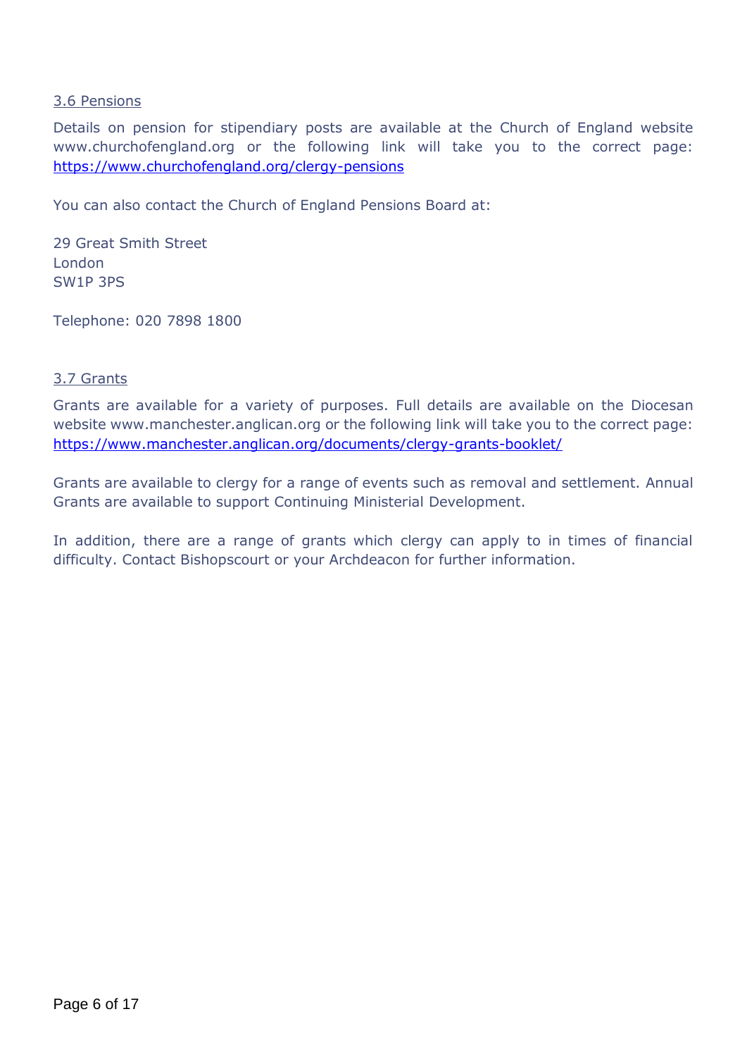### 3.6 Pensions

Details on pension for stipendiary posts are available at the Church of England website www.churchofengland.org or the following link will take you to the correct page: [https://www.churchofengland.org/clergy-pensions](https://www.churchofengland.org/clergy-pensions)

You can also contact the Church of England Pensions Board at:

29 Great Smith Street  
London  
SW1P 3PS

Telephone: 020 7898 1800

### 3.7 Grants

Grants are available for a variety of purposes. Full details are available on the Diocesan website www.manchester.anglican.org or the following link will take you to the correct page: [https://www.manchester.anglican.org/documents/clergy-grants-booklet/](https://www.manchester.anglican.org/documents/clergy-grants-booklet/)

Grants are available to clergy for a range of events such as removal and settlement. Annual Grants are available to support Continuing Ministerial Development.

In addition, there are a range of grants which clergy can apply to in times of financial difficulty. Contact Bishopscourt or your Archdeacon for further information.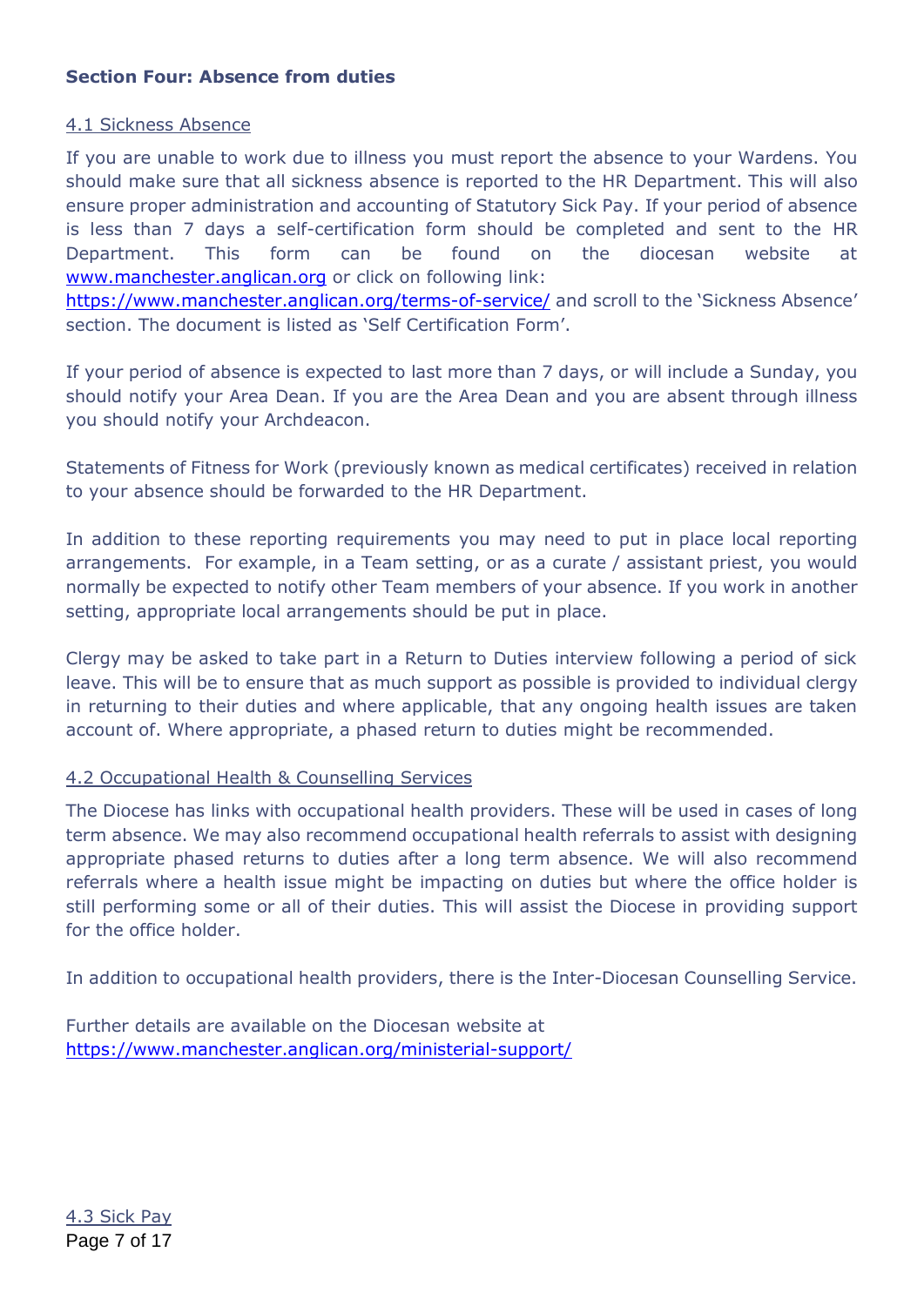## Section Four: Absence from duties

### 4.1 Sickness Absence

If you are unable to work due to illness you must report the absence to your Wardens. You should make sure that all sickness absence is reported to the HR Department. This will also ensure proper administration and accounting of Statutory Sick Pay. If your period of absence is less than 7 days a self-certification form should be completed and sent to the HR Department. This form can be found on the diocesan website at [www.manchester.anglican.org](www.manchester.anglican.org) or click on following link: [https://www.manchester.anglican.org/terms-of-service/](https://www.manchester.anglican.org/terms-of-service/) and scroll to the 'Sickness Absence' section. The document is listed as 'Self Certification Form'.

If your period of absence is expected to last more than 7 days, or will include a Sunday, you should notify your Area Dean. If you are the Area Dean and you are absent through illness you should notify your Archdeacon.

Statements of Fitness for Work (previously known as medical certificates) received in relation to your absence should be forwarded to the HR Department.

In addition to these reporting requirements you may need to put in place local reporting arrangements. For example, in a Team setting, or as a curate / assistant priest, you would normally be expected to notify other Team members of your absence. If you work in another setting, appropriate local arrangements should be put in place.

Clergy may be asked to take part in a Return to Duties interview following a period of sick leave. This will be to ensure that as much support as possible is provided to individual clergy in returning to their duties and where applicable, that any ongoing health issues are taken account of. Where appropriate, a phased return to duties might be recommended.

### 4.2 Occupational Health & Counselling Services

The Diocese has links with occupational health providers. These will be used in cases of long term absence. We may also recommend occupational health referrals to assist with designing appropriate phased returns to duties after a long term absence. We will also recommend referrals where a health issue might be impacting on duties but where the office holder is still performing some or all of their duties. This will assist the Diocese in providing support for the office holder.

In addition to occupational health providers, there is the Inter-Diocesan Counselling Service.

Further details are available on the Diocesan website at [https://www.manchester.anglican.org/ministerial-support/](https://www.manchester.anglican.org/ministerial-support/)

### 4.3 Sick Pay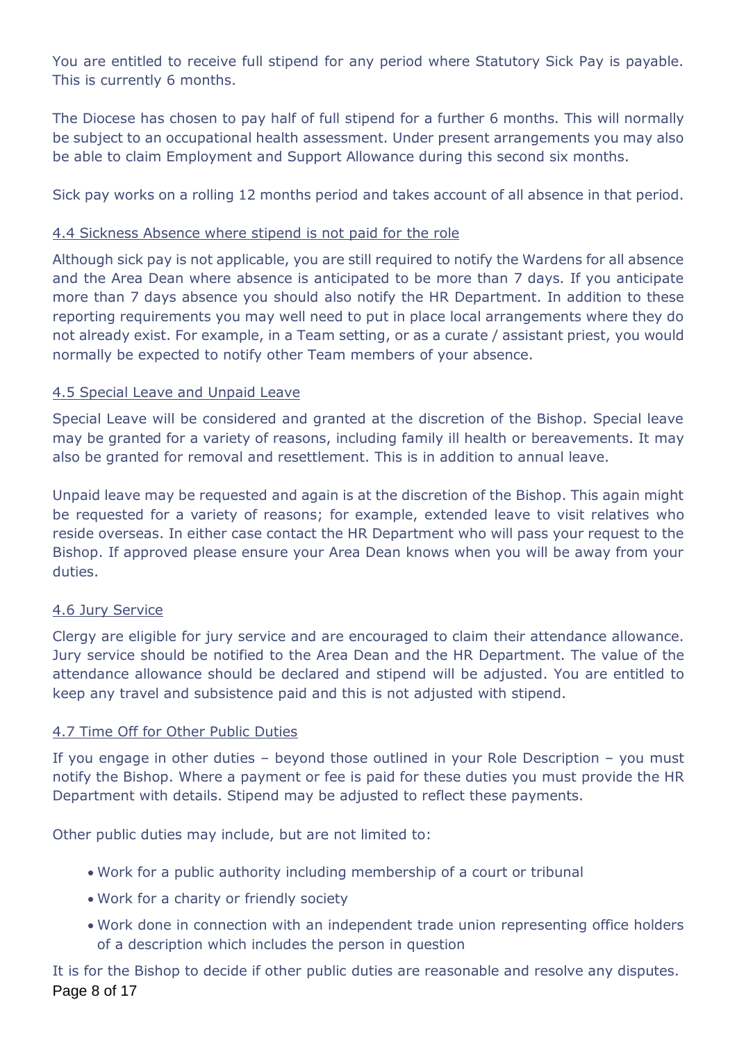You are entitled to receive full stipend for any period where Statutory Sick Pay is payable. This is currently 6 months.

The Diocese has chosen to pay half of full stipend for a further 6 months. This will normally be subject to an occupational health assessment. Under present arrangements you may also be able to claim Employment and Support Allowance during this second six months.

Sick pay works on a rolling 12 months period and takes account of all absence in that period.

### 4.4 Sickness Absence where stipend is not paid for the role

Although sick pay is not applicable, you are still required to notify the Wardens for all absence and the Area Dean where absence is anticipated to be more than 7 days. If you anticipate more than 7 days absence you should also notify the HR Department. In addition to these reporting requirements you may well need to put in place local arrangements where they do not already exist. For example, in a Team setting, or as a curate / assistant priest, you would normally be expected to notify other Team members of your absence.

### 4.5 Special Leave and Unpaid Leave

Special Leave will be considered and granted at the discretion of the Bishop. Special leave may be granted for a variety of reasons, including family ill health or bereavements. It may also be granted for removal and resettlement. This is in addition to annual leave.

Unpaid leave may be requested and again is at the discretion of the Bishop. This again might be requested for a variety of reasons; for example, extended leave to visit relatives who reside overseas. In either case contact the HR Department who will pass your request to the Bishop. If approved please ensure your Area Dean knows when you will be away from your duties.

### 4.6 Jury Service

Clergy are eligible for jury service and are encouraged to claim their attendance allowance. Jury service should be notified to the Area Dean and the HR Department. The value of the attendance allowance should be declared and stipend will be adjusted. You are entitled to keep any travel and subsistence paid and this is not adjusted with stipend.

### 4.7 Time Off for Other Public Duties

If you engage in other duties – beyond those outlined in your Role Description – you must notify the Bishop. Where a payment or fee is paid for these duties you must provide the HR Department with details. Stipend may be adjusted to reflect these payments.

Other public duties may include, but are not limited to:

- Work for a public authority including membership of a court or tribunal
- Work for a charity or friendly society
- Work done in connection with an independent trade union representing office holders of a description which includes the person in question

It is for the Bishop to decide if other public duties are reasonable and resolve any disputes.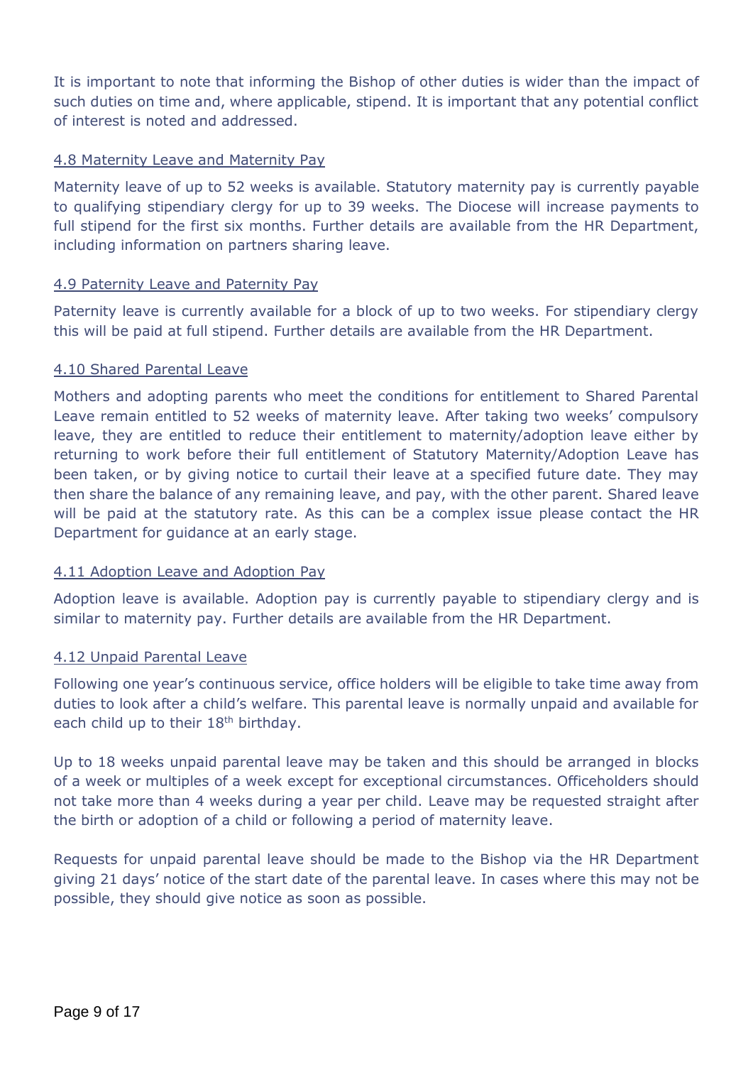It is important to note that informing the Bishop of other duties is wider than the impact of such duties on time and, where applicable, stipend. It is important that any potential conflict of interest is noted and addressed.

### 4.8 Maternity Leave and Maternity Pay

Maternity leave of up to 52 weeks is available. Statutory maternity pay is currently payable to qualifying stipendiary clergy for up to 39 weeks. The Diocese will increase payments to full stipend for the first six months. Further details are available from the HR Department, including information on partners sharing leave.

### 4.9 Paternity Leave and Paternity Pay

Paternity leave is currently available for a block of up to two weeks. For stipendiary clergy this will be paid at full stipend. Further details are available from the HR Department.

### 4.10 Shared Parental Leave

Mothers and adopting parents who meet the conditions for entitlement to Shared Parental Leave remain entitled to 52 weeks of maternity leave. After taking two weeks' compulsory leave, they are entitled to reduce their entitlement to maternity/adoption leave either by returning to work before their full entitlement of Statutory Maternity/Adoption Leave has been taken, or by giving notice to curtail their leave at a specified future date. They may then share the balance of any remaining leave, and pay, with the other parent. Shared leave will be paid at the statutory rate. As this can be a complex issue please contact the HR Department for guidance at an early stage.

### 4.11 Adoption Leave and Adoption Pay

Adoption leave is available. Adoption pay is currently payable to stipendiary clergy and is similar to maternity pay. Further details are available from the HR Department.

### 4.12 Unpaid Parental Leave

Following one year's continuous service, office holders will be eligible to take time away from duties to look after a child's welfare. This parental leave is normally unpaid and available for each child up to their 18th birthday.

Up to 18 weeks unpaid parental leave may be taken and this should be arranged in blocks of a week or multiples of a week except for exceptional circumstances. Officeholders should not take more than 4 weeks during a year per child. Leave may be requested straight after the birth or adoption of a child or following a period of maternity leave.

Requests for unpaid parental leave should be made to the Bishop via the HR Department giving 21 days' notice of the start date of the parental leave. In cases where this may not be possible, they should give notice as soon as possible.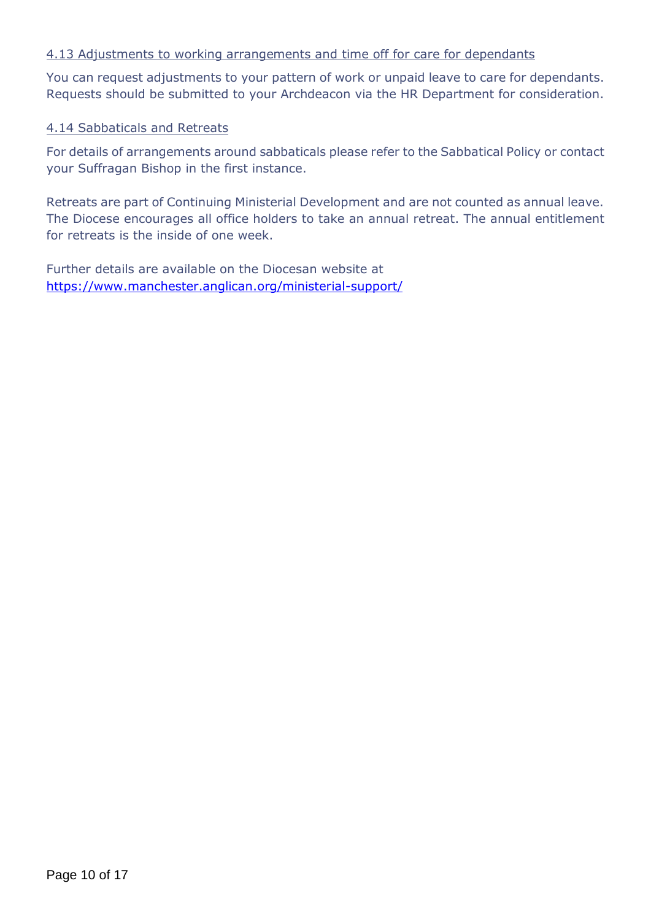### 4.13 Adjustments to working arrangements and time off for care for dependants

You can request adjustments to your pattern of work or unpaid leave to care for dependants. Requests should be submitted to your Archdeacon via the HR Department for consideration.

### 4.14 Sabbaticals and Retreats

For details of arrangements around sabbaticals please refer to the Sabbatical Policy or contact your Suffragan Bishop in the first instance.

Retreats are part of Continuing Ministerial Development and are not counted as annual leave. The Diocese encourages all office holders to take an annual retreat. The annual entitlement for retreats is the inside of one week.

Further details are available on the Diocesan website at https://www.manchester.anglican.org/ministerial-support/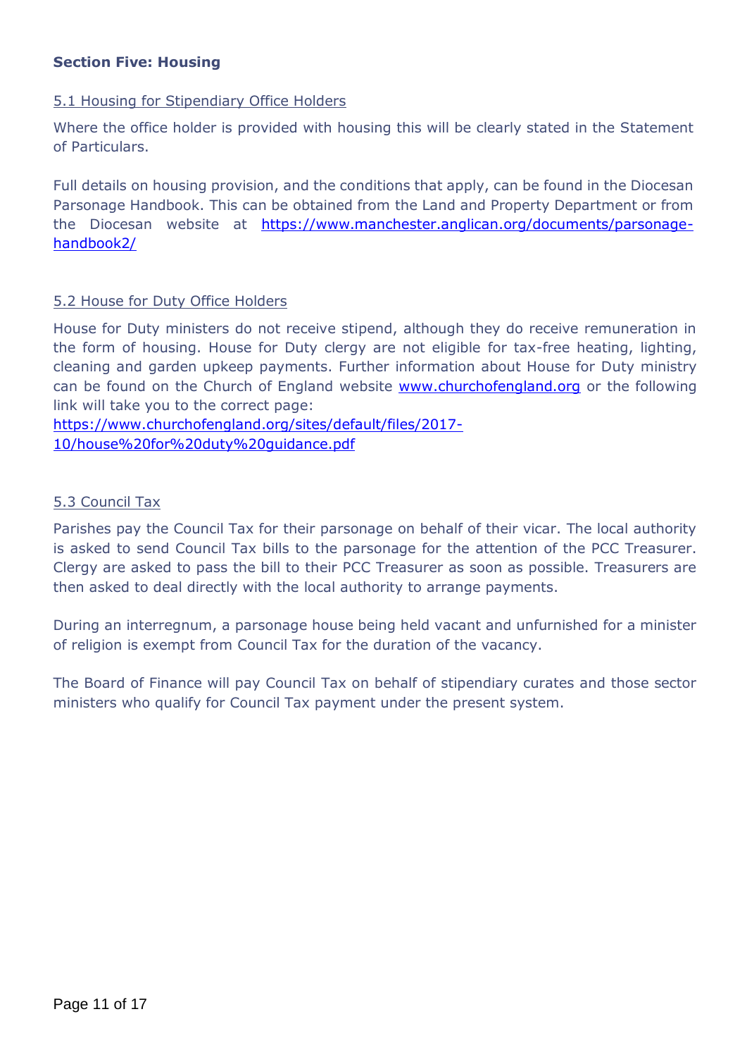**Section Five: Housing**

5.1 Housing for Stipendiary Office Holders

Where the office holder is provided with housing this will be clearly stated in the Statement of Particulars.

Full details on housing provision, and the conditions that apply, can be found in the Diocesan Parsonage Handbook. This can be obtained from the Land and Property Department or from the Diocesan website at [https://www.manchester.anglican.org/documents/parsonage-handbook2/](https://www.manchester.anglican.org/documents/parsonage-handbook2/)

5.2 House for Duty Office Holders

House for Duty ministers do not receive stipend, although they do receive remuneration in the form of housing. House for Duty clergy are not eligible for tax-free heating, lighting, cleaning and garden upkeep payments. Further information about House for Duty ministry can be found on the Church of England website [www.churchofengland.org](http://www.churchofengland.org) or the following link will take you to the correct page:
[https://www.churchofengland.org/sites/default/files/2017-10/house%20for%20duty%20guidance.pdf](https://www.churchofengland.org/sites/default/files/2017-10/house%20for%20duty%20guidance.pdf)

5.3 Council Tax

Parishes pay the Council Tax for their parsonage on behalf of their vicar. The local authority is asked to send Council Tax bills to the parsonage for the attention of the PCC Treasurer. Clergy are asked to pass the bill to their PCC Treasurer as soon as possible. Treasurers are then asked to deal directly with the local authority to arrange payments.

During an interregnum, a parsonage house being held vacant and unfurnished for a minister of religion is exempt from Council Tax for the duration of the vacancy.

The Board of Finance will pay Council Tax on behalf of stipendiary curates and those sector ministers who qualify for Council Tax payment under the present system.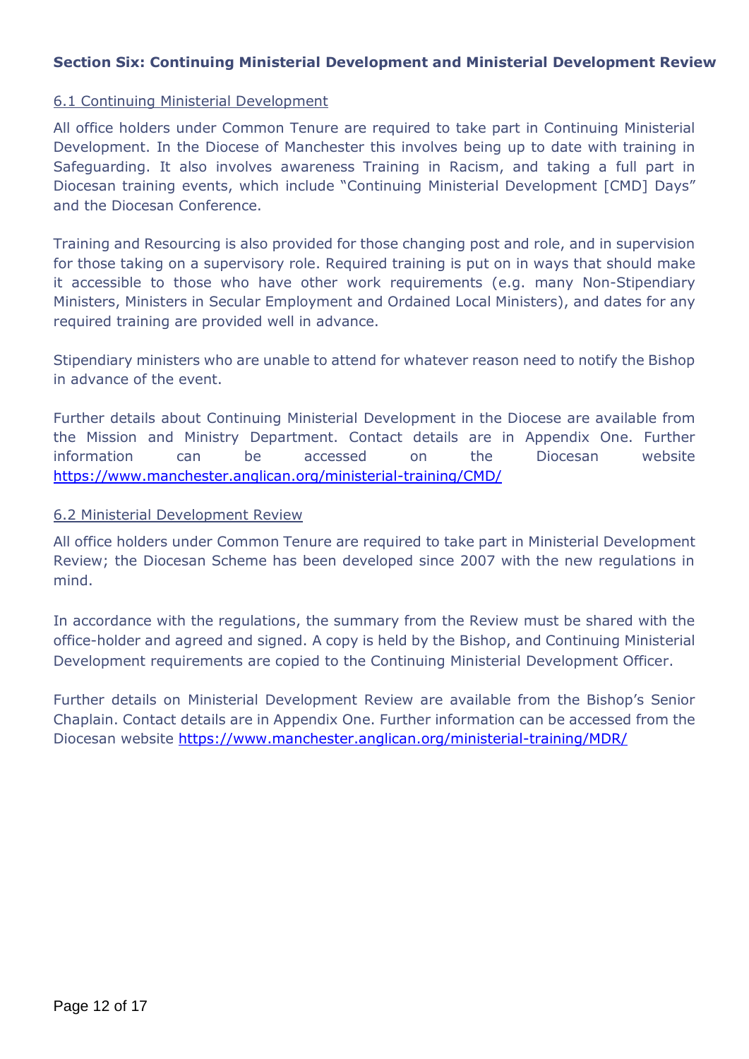## Section Six: Continuing Ministerial Development and Ministerial Development Review

### 6.1 Continuing Ministerial Development

All office holders under Common Tenure are required to take part in Continuing Ministerial Development. In the Diocese of Manchester this involves being up to date with training in Safeguarding. It also involves awareness Training in Racism, and taking a full part in Diocesan training events, which include "Continuing Ministerial Development [CMD] Days" and the Diocesan Conference.

Training and Resourcing is also provided for those changing post and role, and in supervision for those taking on a supervisory role. Required training is put on in ways that should make it accessible to those who have other work requirements (e.g. many Non-Stipendiary Ministers, Ministers in Secular Employment and Ordained Local Ministers), and dates for any required training are provided well in advance.

Stipendiary ministers who are unable to attend for whatever reason need to notify the Bishop in advance of the event.

Further details about Continuing Ministerial Development in the Diocese are available from the Mission and Ministry Department. Contact details are in Appendix One. Further information can be accessed on the Diocesan website https://www.manchester.anglican.org/ministerial-training/CMD/

### 6.2 Ministerial Development Review

All office holders under Common Tenure are required to take part in Ministerial Development Review; the Diocesan Scheme has been developed since 2007 with the new regulations in mind.

In accordance with the regulations, the summary from the Review must be shared with the office-holder and agreed and signed. A copy is held by the Bishop, and Continuing Ministerial Development requirements are copied to the Continuing Ministerial Development Officer.

Further details on Ministerial Development Review are available from the Bishop's Senior Chaplain. Contact details are in Appendix One. Further information can be accessed from the Diocesan website https://www.manchester.anglican.org/ministerial-training/MDR/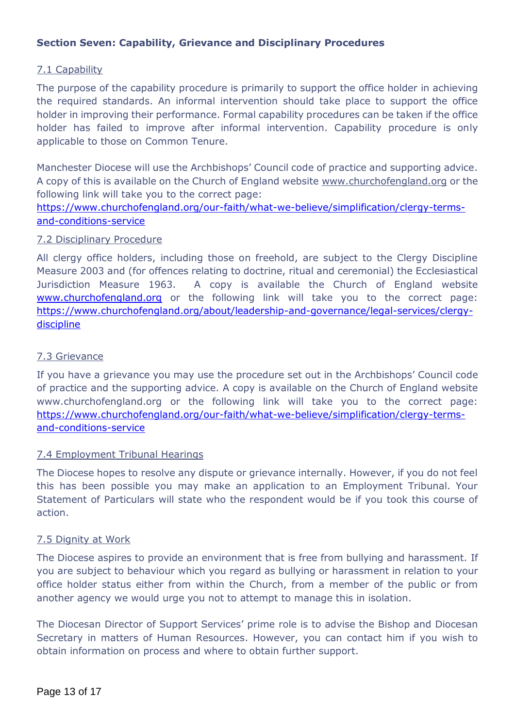## Section Seven: Capability, Grievance and Disciplinary Procedures

### 7.1 Capability

The purpose of the capability procedure is primarily to support the office holder in achieving the required standards. An informal intervention should take place to support the office holder in improving their performance. Formal capability procedures can be taken if the office holder has failed to improve after informal intervention. Capability procedure is only applicable to those on Common Tenure.

Manchester Diocese will use the Archbishops' Council code of practice and supporting advice. A copy of this is available on the Church of England website www.churchofengland.org or the following link will take you to the correct page: https://www.churchofengland.org/our-faith/what-we-believe/simplification/clergy-terms-and-conditions-service

### 7.2 Disciplinary Procedure

All clergy office holders, including those on freehold, are subject to the Clergy Discipline Measure 2003 and (for offences relating to doctrine, ritual and ceremonial) the Ecclesiastical Jurisdiction Measure 1963. A copy is available the Church of England website www.churchofengland.org or the following link will take you to the correct page: https://www.churchofengland.org/about/leadership-and-governance/legal-services/clergy-discipline

### 7.3 Grievance

If you have a grievance you may use the procedure set out in the Archbishops' Council code of practice and the supporting advice. A copy is available on the Church of England website www.churchofengland.org or the following link will take you to the correct page: https://www.churchofengland.org/our-faith/what-we-believe/simplification/clergy-terms-and-conditions-service

### 7.4 Employment Tribunal Hearings

The Diocese hopes to resolve any dispute or grievance internally. However, if you do not feel this has been possible you may make an application to an Employment Tribunal. Your Statement of Particulars will state who the respondent would be if you took this course of action.

### 7.5 Dignity at Work

The Diocese aspires to provide an environment that is free from bullying and harassment. If you are subject to behaviour which you regard as bullying or harassment in relation to your office holder status either from within the Church, from a member of the public or from another agency we would urge you not to attempt to manage this in isolation.

The Diocesan Director of Support Services' prime role is to advise the Bishop and Diocesan Secretary in matters of Human Resources. However, you can contact him if you wish to obtain information on process and where to obtain further support.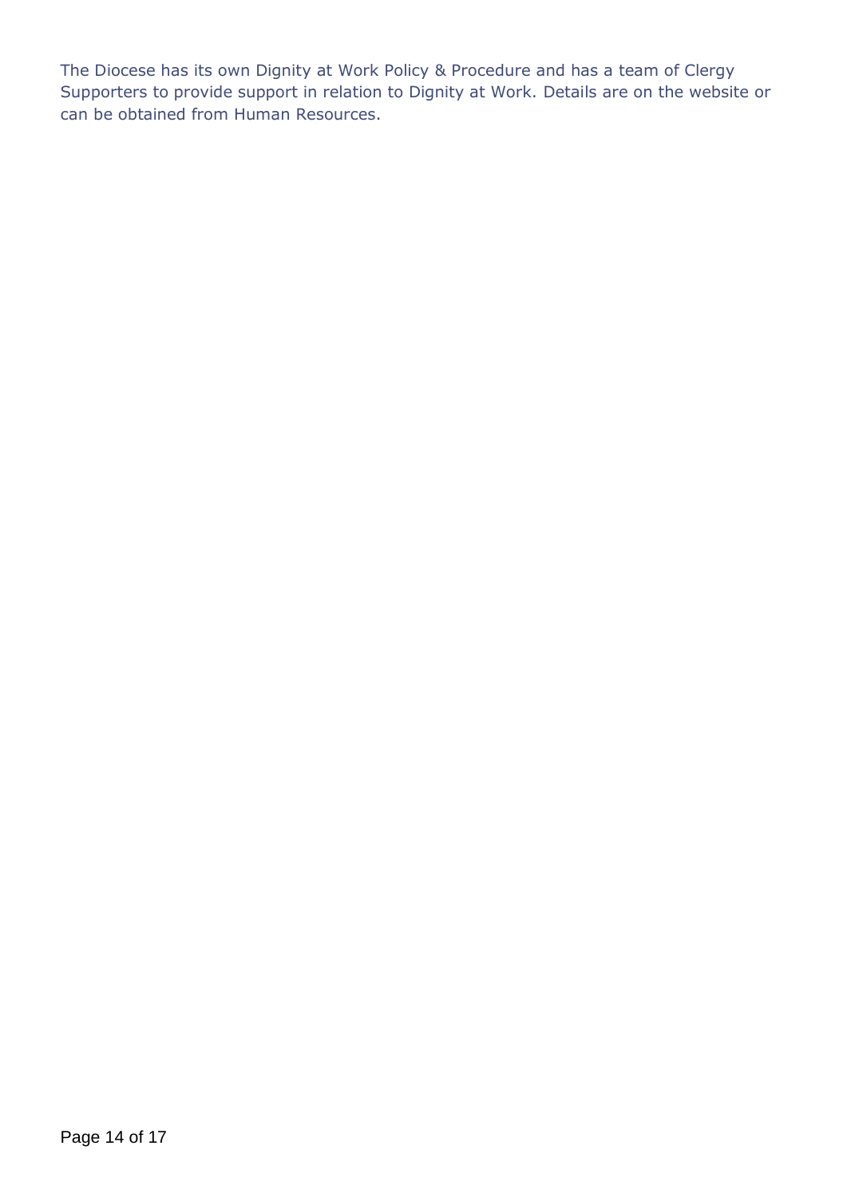The Diocese has its own Dignity at Work Policy & Procedure and has a team of Clergy Supporters to provide support in relation to Dignity at Work. Details are on the website or can be obtained from Human Resources.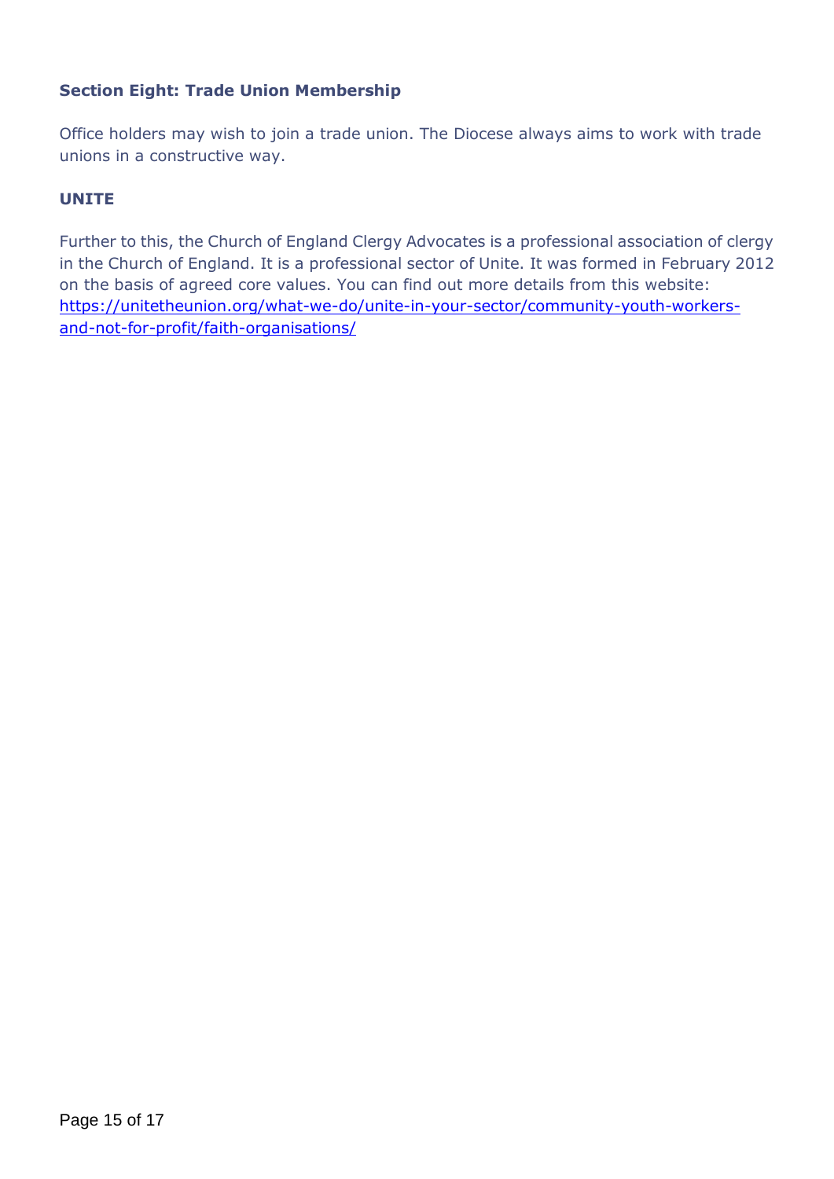## Section Eight: Trade Union Membership

Office holders may wish to join a trade union. The Diocese always aims to work with trade unions in a constructive way.

### UNITE

Further to this, the Church of England Clergy Advocates is a professional association of clergy in the Church of England. It is a professional sector of Unite. It was formed in February 2012 on the basis of agreed core values. You can find out more details from this website: [https://unitetheunion.org/what-we-do/unite-in-your-sector/community-youth-workers-and-not-for-profit/faith-organisations/](https://unitetheunion.org/what-we-do/unite-in-your-sector/community-youth-workers-and-not-for-profit/faith-organisations/)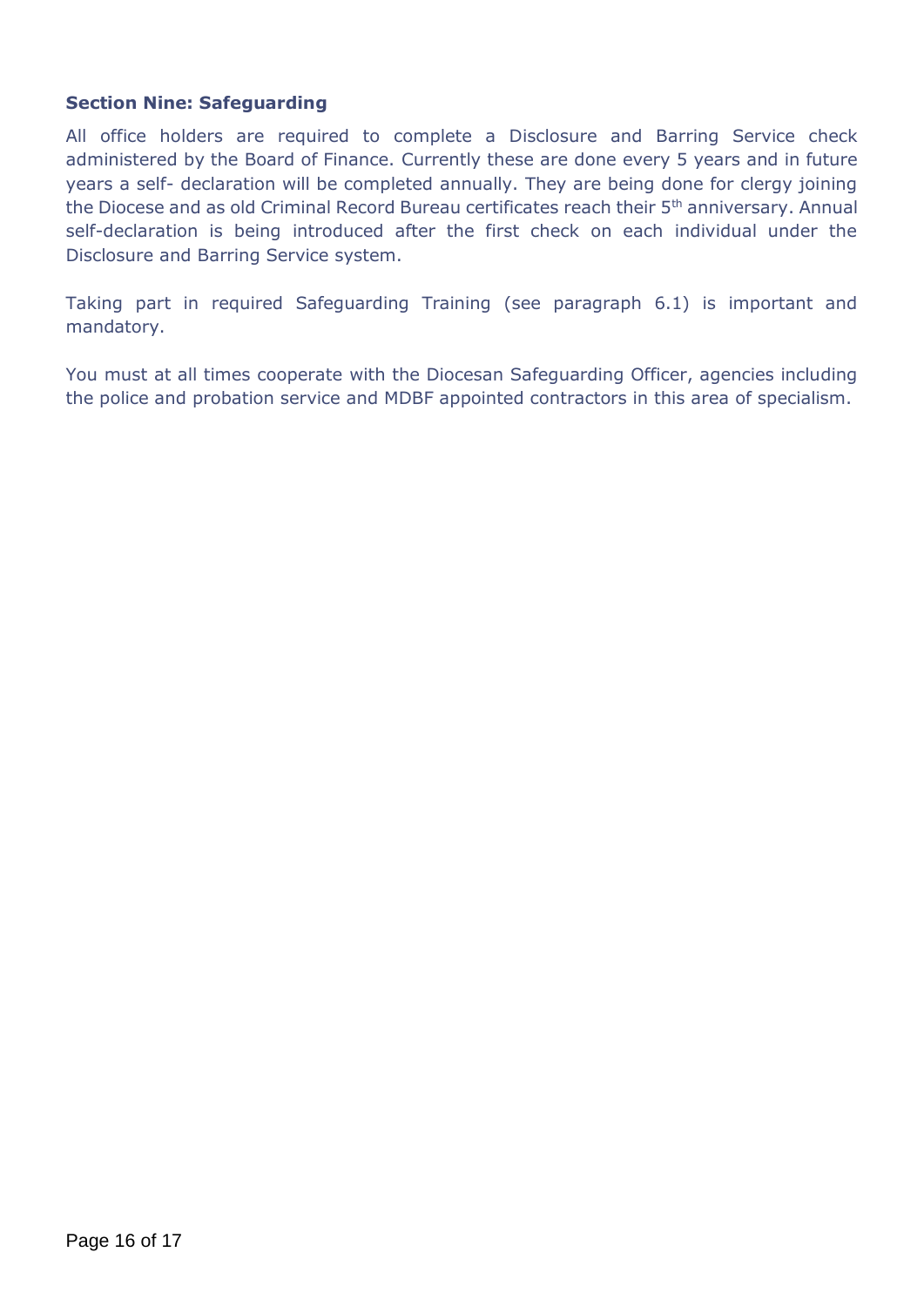**Section Nine: Safeguarding**

All office holders are required to complete a Disclosure and Barring Service check administered by the Board of Finance. Currently these are done every 5 years and in future years a self- declaration will be completed annually. They are being done for clergy joining the Diocese and as old Criminal Record Bureau certificates reach their 5th anniversary. Annual self-declaration is being introduced after the first check on each individual under the Disclosure and Barring Service system.

Taking part in required Safeguarding Training (see paragraph 6.1) is important and mandatory.

You must at all times cooperate with the Diocesan Safeguarding Officer, agencies including the police and probation service and MDBF appointed contractors in this area of specialism.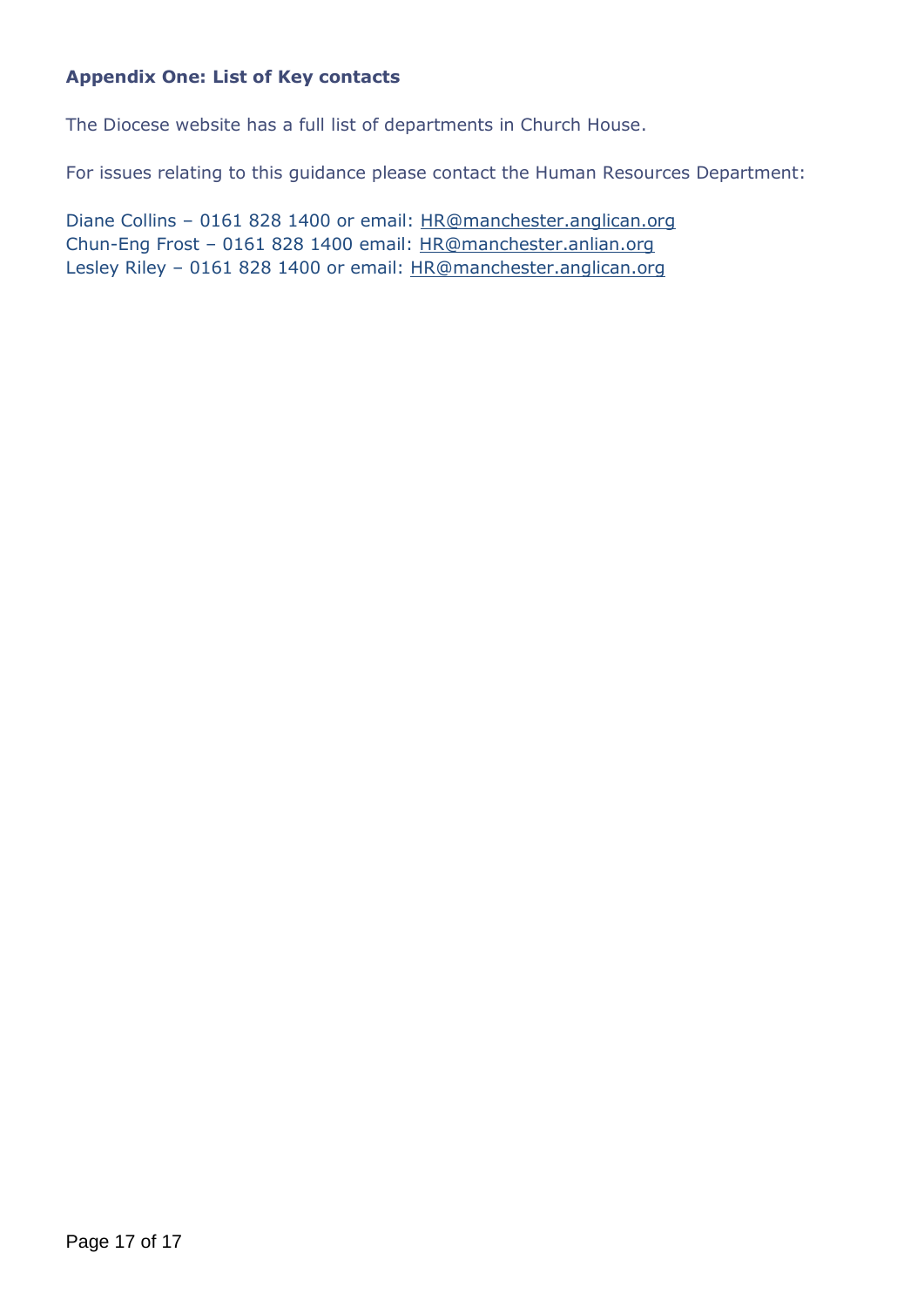## Appendix One: List of Key contacts

The Diocese website has a full list of departments in Church House.

For issues relating to this guidance please contact the Human Resources Department:

Diane Collins – 0161 828 1400 or email: HR@manchester.anglican.org
Chun-Eng Frost – 0161 828 1400 email: HR@manchester.anlian.org
Lesley Riley – 0161 828 1400 or email: HR@manchester.anglican.org